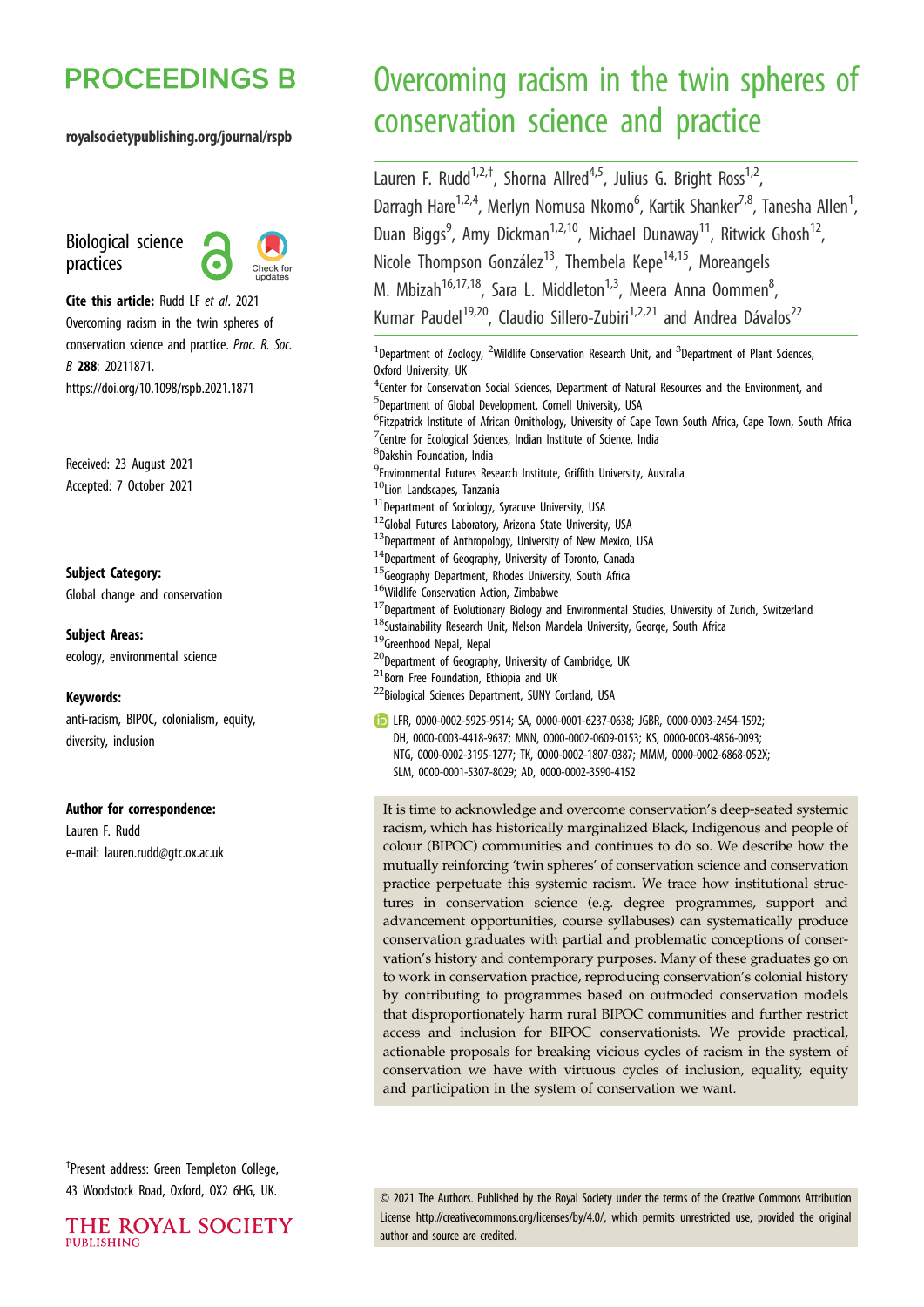# PROCEEDINGS B

royalsocietypublishing.org/journal/rspb

Biological science practices

**Cite this article:** Rudd LF *et al*. 2021 Overcoming racism in the twin spheres of conservation science and practice. *Proc. R. Soc. B* **288**: 20211871. https://doi.org/10.1098/rspb.2021.1871

Received: 23 August 2021
Accepted: 7 October 2021

**Subject Category:**
Global change and conservation

**Subject Areas:**
ecology, environmental science

**Keywords:**
anti-racism, BIPOC, colonialism, equity, diversity, inclusion

**Author for correspondence:**
Lauren F. Rudd
e-mail: lauren.rudd@gtc.ox.ac.uk

†Present address: Green Templeton College, 43 Woodstock Road, Oxford, OX2 6HG, UK.

# Overcoming racism in the twin spheres of conservation science and practice

Lauren F. Rudd[1,2,†], Shorna Allred[4,5], Julius G. Bright Ross[1,2], Darragh Hare[1,2,4], Merlyn Nomusa Nkomo[6], Kartik Shanker[7,8], Tanesha Allen[1], Duan Biggs[9], Amy Dickman[1,2,10], Michael Dunaway[11], Ritwick Ghosh[12], Nicole Thompson González[13], Thembela Kepe[14,15], Moreangels M. Mbizah[16,17,18], Sara L. Middleton[1,3], Meera Anna Oommen[8], Kumar Paudel[19,20], Claudio Sillero-Zubiri[1,2,21] and Andrea Dávalos[22]

[1]Department of Zoology, [2]Wildlife Conservation Research Unit, and [3]Department of Plant Sciences, Oxford University, UK
[4]Center for Conservation Social Sciences, Department of Natural Resources and the Environment, and
[5]Department of Global Development, Cornell University, USA
[6]Fitzpatrick Institute of African Ornithology, University of Cape Town South Africa, Cape Town, South Africa
[7]Centre for Ecological Sciences, Indian Institute of Science, India
[8]Dakshin Foundation, India
[9]Environmental Futures Research Institute, Griffith University, Australia
[10]Lion Landscapes, Tanzania
[11]Department of Sociology, Syracuse University, USA
[12]Global Futures Laboratory, Arizona State University, USA
[13]Department of Anthropology, University of New Mexico, USA
[14]Department of Geography, University of Toronto, Canada
[15]Geography Department, Rhodes University, South Africa
[16]Wildlife Conservation Action, Zimbabwe
[17]Department of Evolutionary Biology and Environmental Studies, University of Zurich, Switzerland
[18]Sustainability Research Unit, Nelson Mandela University, George, South Africa
[19]Greenhood Nepal, Nepal
[20]Department of Geography, University of Cambridge, UK
[21]Born Free Foundation, Ethiopia and UK
[22]Biological Sciences Department, SUNY Cortland, USA

LFR, 0000-0002-5925-9514; SA, 0000-0001-6237-0638; JGBR, 0000-0003-2454-1592; DH, 0000-0003-4418-9637; MNN, 0000-0002-0609-0153; KS, 0000-0003-4856-0093; NTG, 0000-0002-3195-1277; TK, 0000-0002-1807-0387; MMM, 0000-0002-6868-052X; SLM, 0000-0001-5307-8029; AD, 0000-0002-3590-4152

It is time to acknowledge and overcome conservation's deep-seated systemic racism, which has historically marginalized Black, Indigenous and people of colour (BIPOC) communities and continues to do so. We describe how the mutually reinforcing 'twin spheres' of conservation science and conservation practice perpetuate this systemic racism. We trace how institutional structures in conservation science (e.g. degree programmes, support and advancement opportunities, course syllabuses) can systematically produce conservation graduates with partial and problematic conceptions of conservation's history and contemporary purposes. Many of these graduates go on to work in conservation practice, reproducing conservation's colonial history by contributing to programmes based on outmoded conservation models that disproportionately harm rural BIPOC communities and further restrict access and inclusion for BIPOC conservationists. We provide practical, actionable proposals for breaking vicious cycles of racism in the system of conservation we have with virtuous cycles of inclusion, equality, equity and participation in the system of conservation we want.

© 2021 The Authors. Published by the Royal Society under the terms of the Creative Commons Attribution License http://creativecommons.org/licenses/by/4.0/, which permits unrestricted use, provided the original author and source are credited.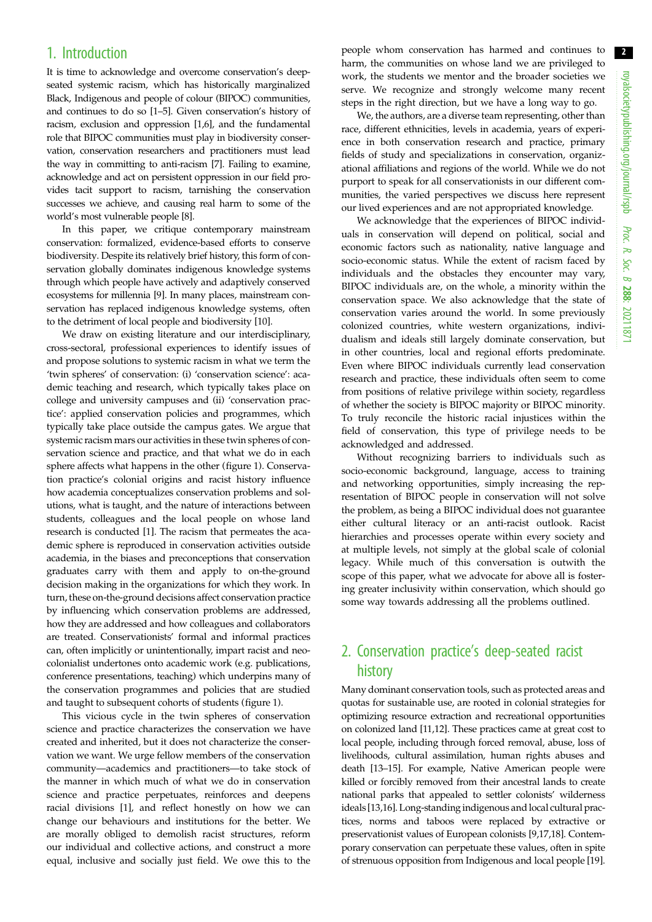## 1. Introduction

It is time to acknowledge and overcome conservation's deep-seated systemic racism, which has historically marginalized Black, Indigenous and people of colour (BIPOC) communities, and continues to do so [1–5]. Given conservation's history of racism, exclusion and oppression [1,6], and the fundamental role that BIPOC communities must play in biodiversity conservation, conservation researchers and practitioners must lead the way in committing to anti-racism [7]. Failing to examine, acknowledge and act on persistent oppression in our field provides tacit support to racism, tarnishing the conservation successes we achieve, and causing real harm to some of the world's most vulnerable people [8].

In this paper, we critique contemporary mainstream conservation: formalized, evidence-based efforts to conserve biodiversity. Despite its relatively brief history, this form of conservation globally dominates indigenous knowledge systems through which people have actively and adaptively conserved ecosystems for millennia [9]. In many places, mainstream conservation has replaced indigenous knowledge systems, often to the detriment of local people and biodiversity [10].

We draw on existing literature and our interdisciplinary, cross-sectoral, professional experiences to identify issues of and propose solutions to systemic racism in what we term the 'twin spheres' of conservation: (i) 'conservation science': academic teaching and research, which typically takes place on college and university campuses and (ii) 'conservation practice': applied conservation policies and programmes, which typically take place outside the campus gates. We argue that systemic racism mars our activities in these twin spheres of conservation science and practice, and that what we do in each sphere affects what happens in the other (figure 1). Conservation practice's colonial origins and racist history influence how academia conceptualizes conservation problems and solutions, what is taught, and the nature of interactions between students, colleagues and the local people on whose land research is conducted [1]. The racism that permeates the academic sphere is reproduced in conservation activities outside academia, in the biases and preconceptions that conservation graduates carry with them and apply to on-the-ground decision making in the organizations for which they work. In turn, these on-the-ground decisions affect conservation practice by influencing which conservation problems are addressed, how they are addressed and how colleagues and collaborators are treated. Conservationists' formal and informal practices can, often implicitly or unintentionally, impart racist and neocolonialist undertones onto academic work (e.g. publications, conference presentations, teaching) which underpins many of the conservation programmes and policies that are studied and taught to subsequent cohorts of students (figure 1).

This vicious cycle in the twin spheres of conservation science and practice characterizes the conservation we have created and inherited, but it does not characterize the conservation we want. We urge fellow members of the conservation community—academics and practitioners—to take stock of the manner in which much of what we do in conservation science and practice perpetuates, reinforces and deepens racial divisions [1], and reflect honestly on how we can change our behaviours and institutions for the better. We are morally obliged to demolish racist structures, reform our individual and collective actions, and construct a more equal, inclusive and socially just field. We owe this to the people whom conservation has harmed and continues to harm, the communities on whose land we are privileged to work, the students we mentor and the broader societies we serve. We recognize and strongly welcome many recent steps in the right direction, but we have a long way to go.

We, the authors, are a diverse team representing, other than race, different ethnicities, levels in academia, years of experience in both conservation research and practice, primary fields of study and specializations in conservation, organizational affiliations and regions of the world. While we do not purport to speak for all conservationists in our different communities, the varied perspectives we discuss here represent our lived experiences and are not appropriated knowledge.

We acknowledge that the experiences of BIPOC individuals in conservation will depend on political, social and economic factors such as nationality, native language and socio-economic status. While the extent of racism faced by individuals and the obstacles they encounter may vary, BIPOC individuals are, on the whole, a minority within the conservation space. We also acknowledge that the state of conservation varies around the world. In some previously colonized countries, white western organizations, individualism and ideals still largely dominate conservation, but in other countries, local and regional efforts predominate. Even where BIPOC individuals currently lead conservation research and practice, these individuals often seem to come from positions of relative privilege within society, regardless of whether the society is BIPOC majority or BIPOC minority. To truly reconcile the historic racial injustices within the field of conservation, this type of privilege needs to be acknowledged and addressed.

Without recognizing barriers to individuals such as socio-economic background, language, access to training and networking opportunities, simply increasing the representation of BIPOC people in conservation will not solve the problem, as being a BIPOC individual does not guarantee either cultural literacy or an anti-racist outlook. Racist hierarchies and processes operate within every society and at multiple levels, not simply at the global scale of colonial legacy. While much of this conversation is outwith the scope of this paper, what we advocate for above all is fostering greater inclusivity within conservation, which should go some way towards addressing all the problems outlined.

## 2. Conservation practice's deep-seated racist history

Many dominant conservation tools, such as protected areas and quotas for sustainable use, are rooted in colonial strategies for optimizing resource extraction and recreational opportunities on colonized land [11,12]. These practices came at great cost to local people, including through forced removal, abuse, loss of livelihoods, cultural assimilation, human rights abuses and death [13–15]. For example, Native American people were killed or forcibly removed from their ancestral lands to create national parks that appealed to settler colonists' wilderness ideals [13,16]. Long-standing indigenous and local cultural practices, norms and taboos were replaced by extractive or preservationist values of European colonists [9,17,18]. Contemporary conservation can perpetuate these values, often in spite of strenuous opposition from Indigenous and local people [19].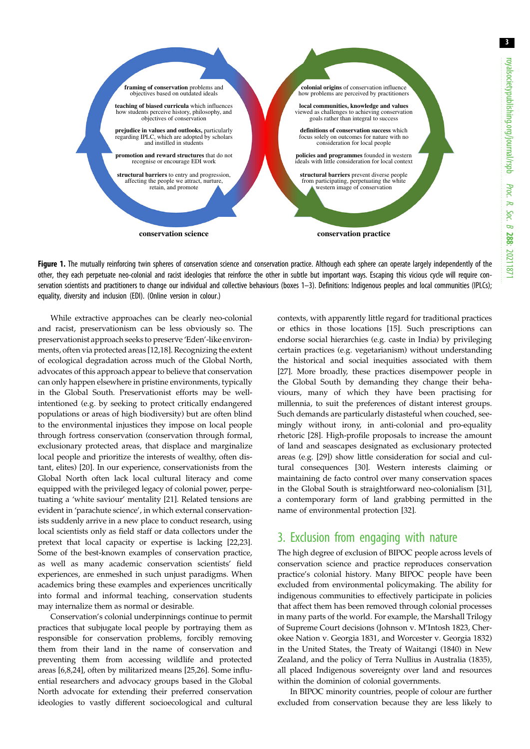**conservation science**

**framing of conservation** problems and objectives based on outdated ideals

**teaching of biased curricula** which influences how students perceive history, philosophy, and objectives of conservation

**prejudice in values and outlooks,** particularly regarding IPLC, which are adopted by scholars and instilled in students

**promotion and reward structures** that do not recognise or encourage EDI work

**structural barriers** to entry and progression, affecting the people we attract, nurture, retain, and promote

**conservation practice**

**colonial origins** of conservation influence how problems are perceived by practitioners

**local communities, knowledge and values** viewed as challenges to achieving conservation goals rather than integral to success

**definitions of conservation success** which focus solely on outcomes for nature with no consideration for local people

**policies and programmes** founded in western ideals with little consideration for local context

**structural barriers** prevent diverse people from participating, perpetuating the white western image of conservation

**Figure 1.** The mutually reinforcing twin spheres of conservation science and conservation practice. Although each sphere can operate largely independently of the other, they each perpetuate neo-colonial and racist ideologies that reinforce the other in subtle but important ways. Escaping this vicious cycle will require conservation scientists and practitioners to change our individual and collective behaviours (boxes 1–3). Definitions: Indigenous peoples and local communities (IPLCs); equality, diversity and inclusion (EDI). (Online version in colour.)

While extractive approaches can be clearly neo-colonial and racist, preservationism can be less obviously so. The preservationist approach seeks to preserve 'Eden'-like environments, often via protected areas [12,18]. Recognizing the extent of ecological degradation across much of the Global North, advocates of this approach appear to believe that conservation can only happen elsewhere in pristine environments, typically in the Global South. Preservationist efforts may be well-intentioned (e.g. by seeking to protect critically endangered populations or areas of high biodiversity) but are often blind to the environmental injustices they impose on local people through fortress conservation (conservation through formal, exclusionary protected areas, that displace and marginalize local people and prioritize the interests of wealthy, often distant, elites) [20]. In our experience, conservationists from the Global North often lack local cultural literacy and come equipped with the privileged legacy of colonial power, perpetuating a 'white saviour' mentality [21]. Related tensions are evident in 'parachute science', in which external conservationists suddenly arrive in a new place to conduct research, using local scientists only as field staff or data collectors under the pretext that local capacity or expertise is lacking [22,23]. Some of the best-known examples of conservation practice, as well as many academic conservation scientists' field experiences, are enmeshed in such unjust paradigms. When academics bring these examples and experiences uncritically into formal and informal teaching, conservation students may internalize them as normal or desirable.

Conservation's colonial underpinnings continue to permit practices that subjugate local people by portraying them as responsible for conservation problems, forcibly removing them from their land in the name of conservation and preventing them from accessing wildlife and protected areas [6,8,24], often by militarized means [25,26]. Some influential researchers and advocacy groups based in the Global North advocate for extending their preferred conservation ideologies to vastly different socioecological and cultural contexts, with apparently little regard for traditional practices or ethics in those locations [15]. Such prescriptions can endorse social hierarchies (e.g. caste in India) by privileging certain practices (e.g. vegetarianism) without understanding the historical and social inequities associated with them [27]. More broadly, these practices disempower people in the Global South by demanding they change their behaviours, many of which they have been practising for millennia, to suit the preferences of distant interest groups. Such demands are particularly distasteful when couched, seemingly without irony, in anti-colonial and pro-equality rhetoric [28]. High-profile proposals to increase the amount of land and seascapes designated as exclusionary protected areas (e.g. [29]) show little consideration for social and cultural consequences [30]. Western interests claiming or maintaining de facto control over many conservation spaces in the Global South is straightforward neo-colonialism [31], a contemporary form of land grabbing permitted in the name of environmental protection [32].

## 3. Exclusion from engaging with nature

The high degree of exclusion of BIPOC people across levels of conservation science and practice reproduces conservation practice's colonial history. Many BIPOC people have been excluded from environmental policymaking. The ability for indigenous communities to effectively participate in policies that affect them has been removed through colonial processes in many parts of the world. For example, the Marshall Trilogy of Supreme Court decisions (Johnson v. M'Intosh 1823, Cherokee Nation v. Georgia 1831, and Worcester v. Georgia 1832) in the United States, the Treaty of Waitangi (1840) in New Zealand, and the policy of Terra Nullius in Australia (1835), all placed Indigenous sovereignty over land and resources within the dominion of colonial governments.

In BIPOC minority countries, people of colour are further excluded from conservation because they are less likely to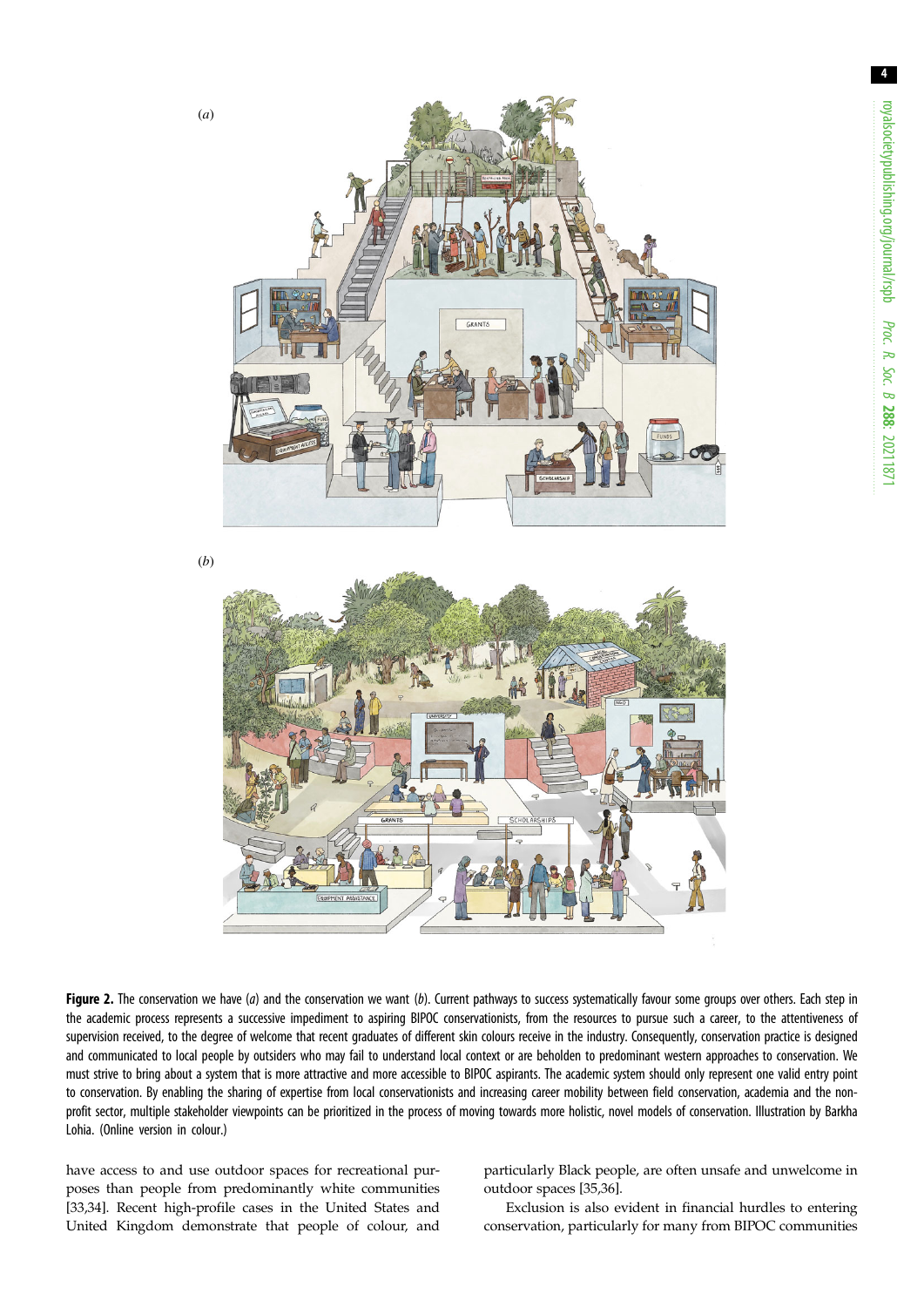(*a*)

(*b*)

**Figure 2.** The conservation we have (*a*) and the conservation we want (*b*). Current pathways to success systematically favour some groups over others. Each step in the academic process represents a successive impediment to aspiring BIPOC conservationists, from the resources to pursue such a career, to the attentiveness of supervision received, to the degree of welcome that recent graduates of different skin colours receive in the industry. Consequently, conservation practice is designed and communicated to local people by outsiders who may fail to understand local context or are beholden to predominant western approaches to conservation. We must strive to bring about a system that is more attractive and more accessible to BIPOC aspirants. The academic system should only represent one valid entry point to conservation. By enabling the sharing of expertise from local conservationists and increasing career mobility between field conservation, academia and the non-profit sector, multiple stakeholder viewpoints can be prioritized in the process of moving towards more holistic, novel models of conservation. Illustration by Barkha Lohia. (Online version in colour.)

have access to and use outdoor spaces for recreational purposes than people from predominantly white communities [33,34]. Recent high-profile cases in the United States and United Kingdom demonstrate that people of colour, and particularly Black people, are often unsafe and unwelcome in outdoor spaces [35,36].

Exclusion is also evident in financial hurdles to entering conservation, particularly for many from BIPOC communities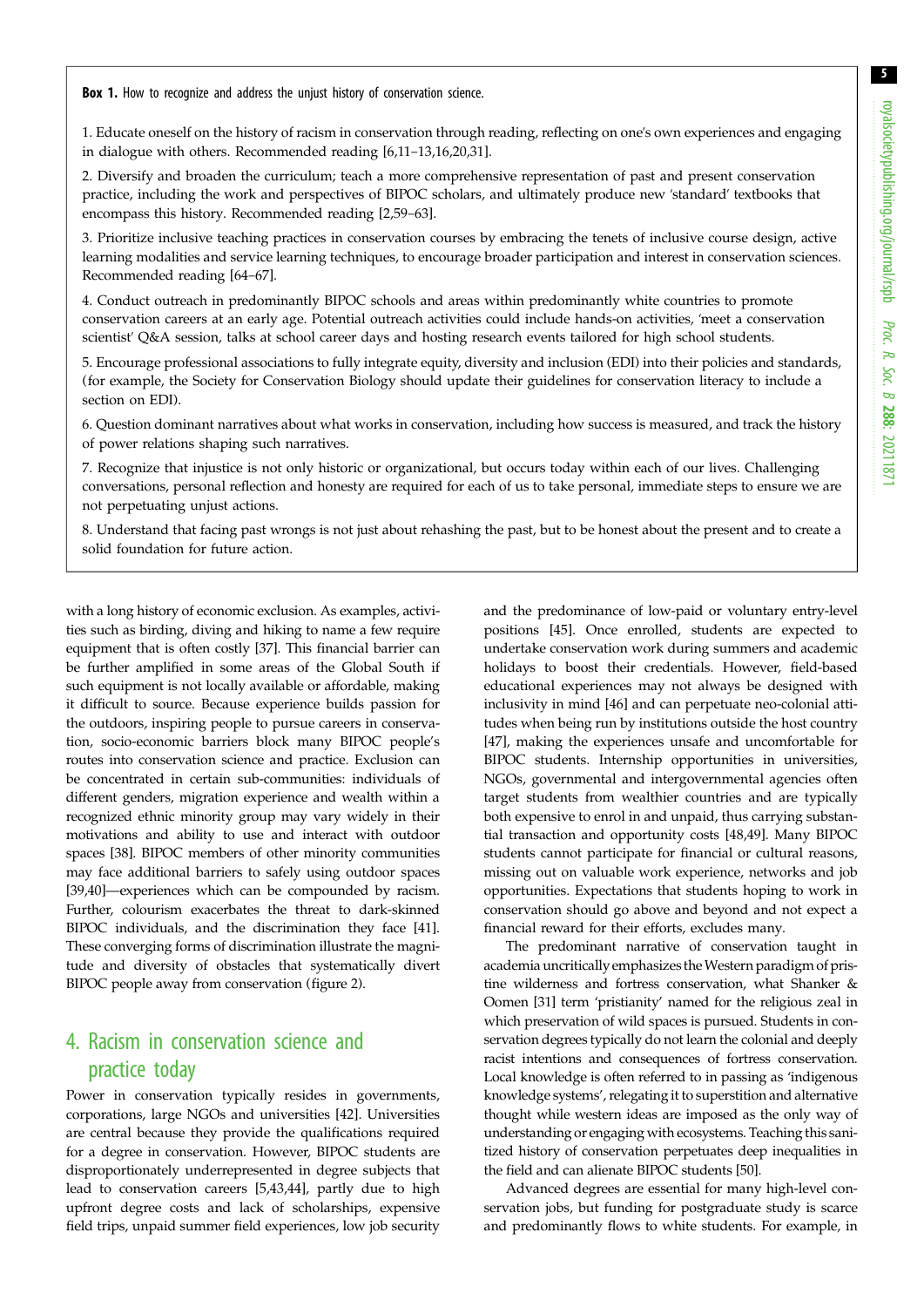**Box 1.** How to recognize and address the unjust history of conservation science.

1. Educate oneself on the history of racism in conservation through reading, reflecting on one's own experiences and engaging in dialogue with others. Recommended reading [6,11–13,16,20,31].

2. Diversify and broaden the curriculum; teach a more comprehensive representation of past and present conservation practice, including the work and perspectives of BIPOC scholars, and ultimately produce new 'standard' textbooks that encompass this history. Recommended reading [2,59–63].

3. Prioritize inclusive teaching practices in conservation courses by embracing the tenets of inclusive course design, active learning modalities and service learning techniques, to encourage broader participation and interest in conservation sciences. Recommended reading [64–67].

4. Conduct outreach in predominantly BIPOC schools and areas within predominantly white countries to promote conservation careers at an early age. Potential outreach activities could include hands-on activities, 'meet a conservation scientist' Q&A session, talks at school career days and hosting research events tailored for high school students.

5. Encourage professional associations to fully integrate equity, diversity and inclusion (EDI) into their policies and standards, (for example, the Society for Conservation Biology should update their guidelines for conservation literacy to include a section on EDI).

6. Question dominant narratives about what works in conservation, including how success is measured, and track the history of power relations shaping such narratives.

7. Recognize that injustice is not only historic or organizational, but occurs today within each of our lives. Challenging conversations, personal reflection and honesty are required for each of us to take personal, immediate steps to ensure we are not perpetuating unjust actions.

8. Understand that facing past wrongs is not just about rehashing the past, but to be honest about the present and to create a solid foundation for future action.

with a long history of economic exclusion. As examples, activities such as birding, diving and hiking to name a few require equipment that is often costly [37]. This financial barrier can be further amplified in some areas of the Global South if such equipment is not locally available or affordable, making it difficult to source. Because experience builds passion for the outdoors, inspiring people to pursue careers in conservation, socio-economic barriers block many BIPOC people's routes into conservation science and practice. Exclusion can be concentrated in certain sub-communities: individuals of different genders, migration experience and wealth within a recognized ethnic minority group may vary widely in their motivations and ability to use and interact with outdoor spaces [38]. BIPOC members of other minority communities may face additional barriers to safely using outdoor spaces [39,40]—experiences which can be compounded by racism. Further, colourism exacerbates the threat to dark-skinned BIPOC individuals, and the discrimination they face [41]. These converging forms of discrimination illustrate the magnitude and diversity of obstacles that systematically divert BIPOC people away from conservation (figure 2).

## 4. Racism in conservation science and practice today

Power in conservation typically resides in governments, corporations, large NGOs and universities [42]. Universities are central because they provide the qualifications required for a degree in conservation. However, BIPOC students are disproportionately underrepresented in degree subjects that lead to conservation careers [5,43,44], partly due to high upfront degree costs and lack of scholarships, expensive field trips, unpaid summer field experiences, low job security and the predominance of low-paid or voluntary entry-level positions [45]. Once enrolled, students are expected to undertake conservation work during summers and academic holidays to boost their credentials. However, field-based educational experiences may not always be designed with inclusivity in mind [46] and can perpetuate neo-colonial attitudes when being run by institutions outside the host country [47], making the experiences unsafe and uncomfortable for BIPOC students. Internship opportunities in universities, NGOs, governmental and intergovernmental agencies often target students from wealthier countries and are typically both expensive to enrol in and unpaid, thus carrying substantial transaction and opportunity costs [48,49]. Many BIPOC students cannot participate for financial or cultural reasons, missing out on valuable work experience, networks and job opportunities. Expectations that students hoping to work in conservation should go above and beyond and not expect a financial reward for their efforts, excludes many.

The predominant narrative of conservation taught in academia uncritically emphasizes the Western paradigm of pristine wilderness and fortress conservation, what Shanker & Oomen [31] term 'pristianity' named for the religious zeal in which preservation of wild spaces is pursued. Students in conservation degrees typically do not learn the colonial and deeply racist intentions and consequences of fortress conservation. Local knowledge is often referred to in passing as 'indigenous knowledge systems', relegating it to superstition and alternative thought while western ideas are imposed as the only way of understanding or engaging with ecosystems. Teaching this sanitized history of conservation perpetuates deep inequalities in the field and can alienate BIPOC students [50].

Advanced degrees are essential for many high-level conservation jobs, but funding for postgraduate study is scarce and predominantly flows to white students. For example, in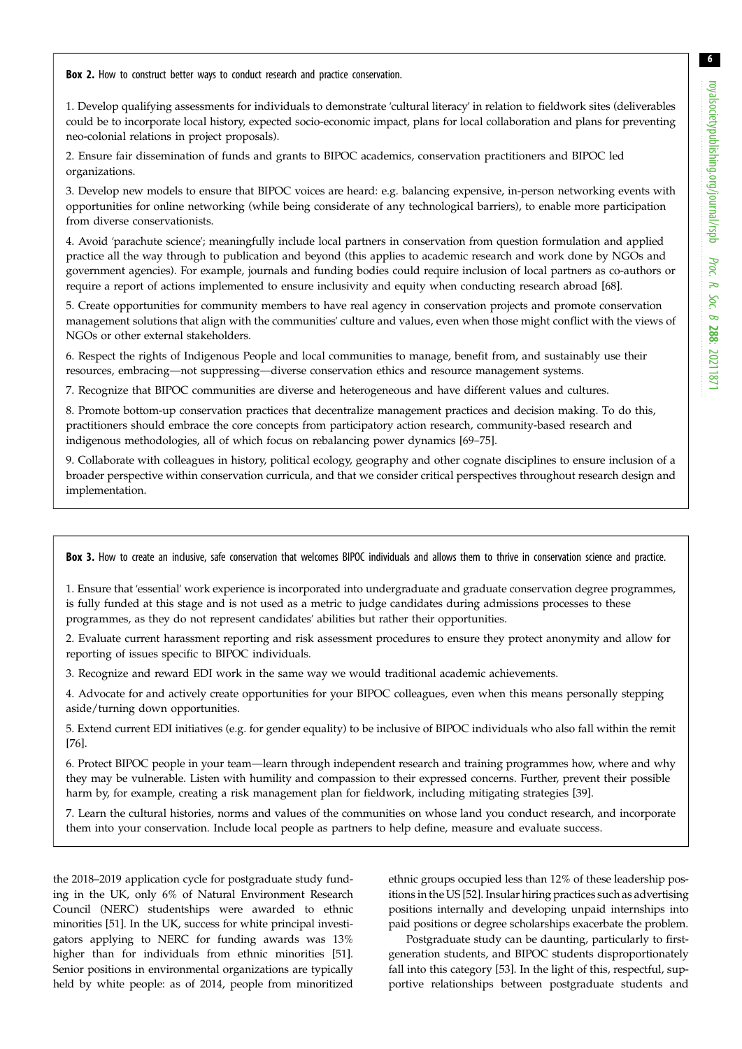**Box 2.** How to construct better ways to conduct research and practice conservation.

1. Develop qualifying assessments for individuals to demonstrate 'cultural literacy' in relation to fieldwork sites (deliverables could be to incorporate local history, expected socio-economic impact, plans for local collaboration and plans for preventing neo-colonial relations in project proposals).

2. Ensure fair dissemination of funds and grants to BIPOC academics, conservation practitioners and BIPOC led organizations.

3. Develop new models to ensure that BIPOC voices are heard: e.g. balancing expensive, in-person networking events with opportunities for online networking (while being considerate of any technological barriers), to enable more participation from diverse conservationists.

4. Avoid 'parachute science'; meaningfully include local partners in conservation from question formulation and applied practice all the way through to publication and beyond (this applies to academic research and work done by NGOs and government agencies). For example, journals and funding bodies could require inclusion of local partners as co-authors or require a report of actions implemented to ensure inclusivity and equity when conducting research abroad [68].

5. Create opportunities for community members to have real agency in conservation projects and promote conservation management solutions that align with the communities' culture and values, even when those might conflict with the views of NGOs or other external stakeholders.

6. Respect the rights of Indigenous People and local communities to manage, benefit from, and sustainably use their resources, embracing—not suppressing—diverse conservation ethics and resource management systems.

7. Recognize that BIPOC communities are diverse and heterogeneous and have different values and cultures.

8. Promote bottom-up conservation practices that decentralize management practices and decision making. To do this, practitioners should embrace the core concepts from participatory action research, community-based research and indigenous methodologies, all of which focus on rebalancing power dynamics [69–75].

9. Collaborate with colleagues in history, political ecology, geography and other cognate disciplines to ensure inclusion of a broader perspective within conservation curricula, and that we consider critical perspectives throughout research design and implementation.

**Box 3.** How to create an inclusive, safe conservation that welcomes BIPOC individuals and allows them to thrive in conservation science and practice.

1. Ensure that 'essential' work experience is incorporated into undergraduate and graduate conservation degree programmes, is fully funded at this stage and is not used as a metric to judge candidates during admissions processes to these programmes, as they do not represent candidates' abilities but rather their opportunities.

2. Evaluate current harassment reporting and risk assessment procedures to ensure they protect anonymity and allow for reporting of issues specific to BIPOC individuals.

3. Recognize and reward EDI work in the same way we would traditional academic achievements.

4. Advocate for and actively create opportunities for your BIPOC colleagues, even when this means personally stepping aside/turning down opportunities.

5. Extend current EDI initiatives (e.g. for gender equality) to be inclusive of BIPOC individuals who also fall within the remit [76].

6. Protect BIPOC people in your team—learn through independent research and training programmes how, where and why they may be vulnerable. Listen with humility and compassion to their expressed concerns. Further, prevent their possible harm by, for example, creating a risk management plan for fieldwork, including mitigating strategies [39].

7. Learn the cultural histories, norms and values of the communities on whose land you conduct research, and incorporate them into your conservation. Include local people as partners to help define, measure and evaluate success.

the 2018–2019 application cycle for postgraduate study funding in the UK, only 6% of Natural Environment Research Council (NERC) studentships were awarded to ethnic minorities [51]. In the UK, success for white principal investigators applying to NERC for funding awards was 13% higher than for individuals from ethnic minorities [51]. Senior positions in environmental organizations are typically held by white people: as of 2014, people from minoritized ethnic groups occupied less than 12% of these leadership positions in the US [52]. Insular hiring practices such as advertising positions internally and developing unpaid internships into paid positions or degree scholarships exacerbate the problem.

Postgraduate study can be daunting, particularly to first-generation students, and BIPOC students disproportionately fall into this category [53]. In the light of this, respectful, supportive relationships between postgraduate students and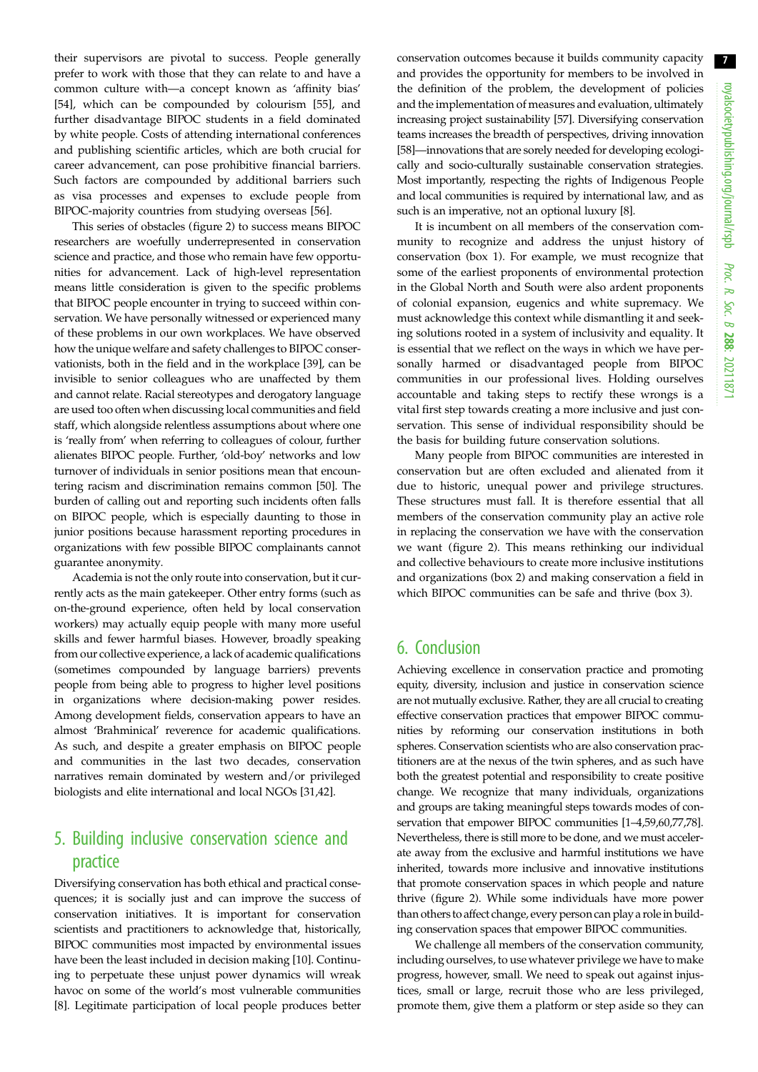their supervisors are pivotal to success. People generally prefer to work with those that they can relate to and have a common culture with—a concept known as 'affinity bias' [54], which can be compounded by colourism [55], and further disadvantage BIPOC students in a field dominated by white people. Costs of attending international conferences and publishing scientific articles, which are both crucial for career advancement, can pose prohibitive financial barriers. Such factors are compounded by additional barriers such as visa processes and expenses to exclude people from BIPOC-majority countries from studying overseas [56].

This series of obstacles (figure 2) to success means BIPOC researchers are woefully underrepresented in conservation science and practice, and those who remain have few opportunities for advancement. Lack of high-level representation means little consideration is given to the specific problems that BIPOC people encounter in trying to succeed within conservation. We have personally witnessed or experienced many of these problems in our own workplaces. We have observed how the unique welfare and safety challenges to BIPOC conservationists, both in the field and in the workplace [39], can be invisible to senior colleagues who are unaffected by them and cannot relate. Racial stereotypes and derogatory language are used too often when discussing local communities and field staff, which alongside relentless assumptions about where one is 'really from' when referring to colleagues of colour, further alienates BIPOC people. Further, 'old-boy' networks and low turnover of individuals in senior positions mean that encountering racism and discrimination remains common [50]. The burden of calling out and reporting such incidents often falls on BIPOC people, which is especially daunting to those in junior positions because harassment reporting procedures in organizations with few possible BIPOC complainants cannot guarantee anonymity.

Academia is not the only route into conservation, but it currently acts as the main gatekeeper. Other entry forms (such as on-the-ground experience, often held by local conservation workers) may actually equip people with many more useful skills and fewer harmful biases. However, broadly speaking from our collective experience, a lack of academic qualifications (sometimes compounded by language barriers) prevents people from being able to progress to higher level positions in organizations where decision-making power resides. Among development fields, conservation appears to have an almost 'Brahminical' reverence for academic qualifications. As such, and despite a greater emphasis on BIPOC people and communities in the last two decades, conservation narratives remain dominated by western and/or privileged biologists and elite international and local NGOs [31,42].

## 5. Building inclusive conservation science and practice

Diversifying conservation has both ethical and practical consequences; it is socially just and can improve the success of conservation initiatives. It is important for conservation scientists and practitioners to acknowledge that, historically, BIPOC communities most impacted by environmental issues have been the least included in decision making [10]. Continuing to perpetuate these unjust power dynamics will wreak havoc on some of the world's most vulnerable communities [8]. Legitimate participation of local people produces better conservation outcomes because it builds community capacity and provides the opportunity for members to be involved in the definition of the problem, the development of policies and the implementation of measures and evaluation, ultimately increasing project sustainability [57]. Diversifying conservation teams increases the breadth of perspectives, driving innovation [58]—innovations that are sorely needed for developing ecologically and socio-culturally sustainable conservation strategies. Most importantly, respecting the rights of Indigenous People and local communities is required by international law, and as such is an imperative, not an optional luxury [8].

It is incumbent on all members of the conservation community to recognize and address the unjust history of conservation (box 1). For example, we must recognize that some of the earliest proponents of environmental protection in the Global North and South were also ardent proponents of colonial expansion, eugenics and white supremacy. We must acknowledge this context while dismantling it and seeking solutions rooted in a system of inclusivity and equality. It is essential that we reflect on the ways in which we have personally harmed or disadvantaged people from BIPOC communities in our professional lives. Holding ourselves accountable and taking steps to rectify these wrongs is a vital first step towards creating a more inclusive and just conservation. This sense of individual responsibility should be the basis for building future conservation solutions.

Many people from BIPOC communities are interested in conservation but are often excluded and alienated from it due to historic, unequal power and privilege structures. These structures must fall. It is therefore essential that all members of the conservation community play an active role in replacing the conservation we have with the conservation we want (figure 2). This means rethinking our individual and collective behaviours to create more inclusive institutions and organizations (box 2) and making conservation a field in which BIPOC communities can be safe and thrive (box 3).

## 6. Conclusion

Achieving excellence in conservation practice and promoting equity, diversity, inclusion and justice in conservation science are not mutually exclusive. Rather, they are all crucial to creating effective conservation practices that empower BIPOC communities by reforming our conservation institutions in both spheres. Conservation scientists who are also conservation practitioners are at the nexus of the twin spheres, and as such have both the greatest potential and responsibility to create positive change. We recognize that many individuals, organizations and groups are taking meaningful steps towards modes of conservation that empower BIPOC communities [1–4,59,60,77,78]. Nevertheless, there is still more to be done, and we must accelerate away from the exclusive and harmful institutions we have inherited, towards more inclusive and innovative institutions that promote conservation spaces in which people and nature thrive (figure 2). While some individuals have more power than others to affect change, every person can play a role in building conservation spaces that empower BIPOC communities.

We challenge all members of the conservation community, including ourselves, to use whatever privilege we have to make progress, however, small. We need to speak out against injustices, small or large, recruit those who are less privileged, promote them, give them a platform or step aside so they can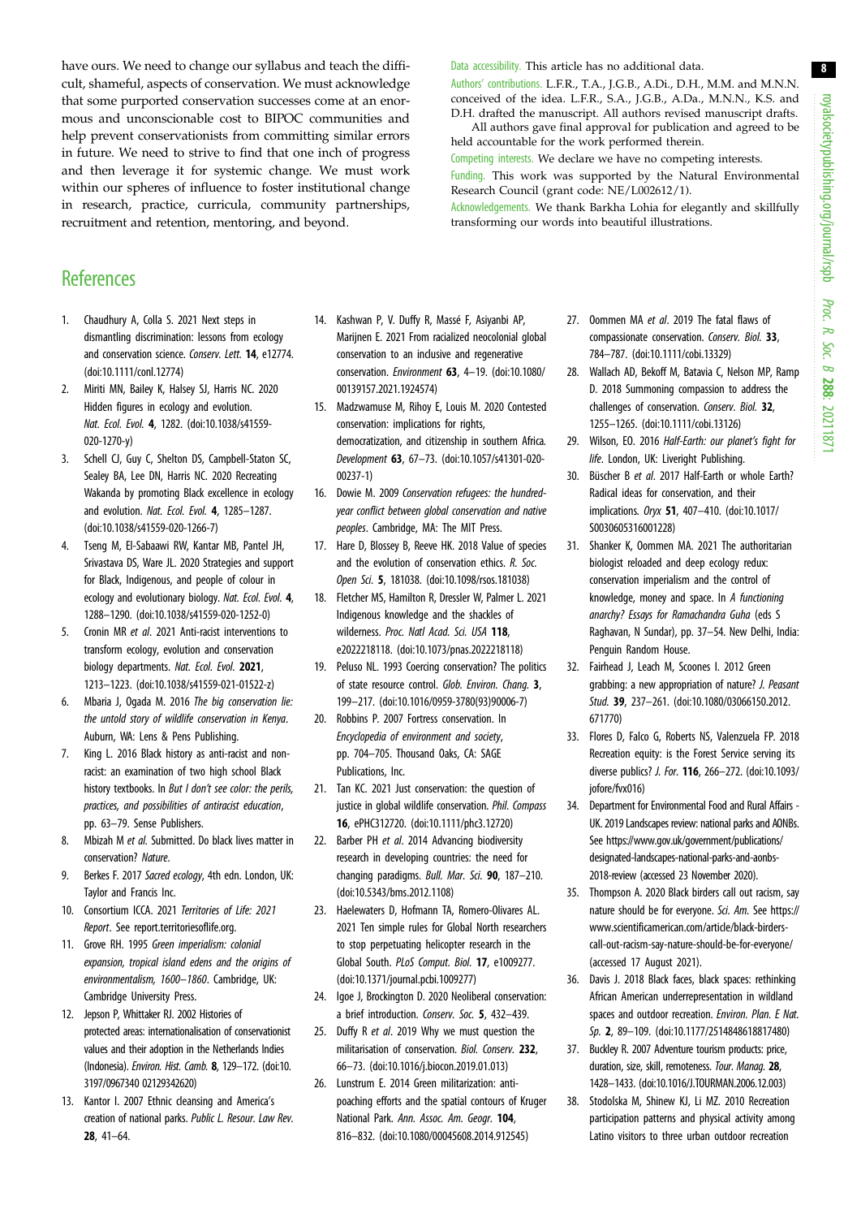have ours. We need to change our syllabus and teach the difficult, shameful, aspects of conservation. We must acknowledge that some purported conservation successes come at an enormous and unconscionable cost to BIPOC communities and help prevent conservationists from committing similar errors in future. We need to strive to find that one inch of progress and then leverage it for systemic change. We must work within our spheres of influence to foster institutional change in research, practice, curricula, community partnerships, recruitment and retention, mentoring, and beyond.

Data accessibility. This article has no additional data.

Authors' contributions. L.F.R., T.A., J.G.B., A.Di., D.H., M.M. and M.N.N. conceived of the idea. L.F.R., S.A., J.G.B., A.Da., M.N.N., K.S. and D.H. drafted the manuscript. All authors revised manuscript drafts. All authors gave final approval for publication and agreed to be held accountable for the work performed therein.

Competing interests. We declare we have no competing interests.

Funding. This work was supported by the Natural Environmental Research Council (grant code: NE/L002612/1).

Acknowledgements. We thank Barkha Lohia for elegantly and skillfully transforming our words into beautiful illustrations.

## References

1. Chaudhury A, Colla S. 2021 Next steps in dismantling discrimination: lessons from ecology and conservation science. *Conserv. Lett.* **14**, e12774. (doi:10.1111/conl.12774)
2. Miriti MN, Bailey K, Halsey SJ, Harris NC. 2020 Hidden figures in ecology and evolution. *Nat. Ecol. Evol.* **4**, 1282. (doi:10.1038/s41559-020-1270-y)
3. Schell CJ, Guy C, Shelton DS, Campbell-Staton SC, Sealey BA, Lee DN, Harris NC. 2020 Recreating Wakanda by promoting Black excellence in ecology and evolution. *Nat. Ecol. Evol.* **4**, 1285–1287. (doi:10.1038/s41559-020-1266-7)
4. Tseng M, El-Sabaawi RW, Kantar MB, Pantel JH, Srivastava DS, Ware JL. 2020 Strategies and support for Black, Indigenous, and people of colour in ecology and evolutionary biology. *Nat. Ecol. Evol.* **4**, 1288–1290. (doi:10.1038/s41559-020-1252-0)
5. Cronin MR *et al*. 2021 Anti-racist interventions to transform ecology, evolution and conservation biology departments. *Nat. Ecol. Evol.* **2021**, 1213–1223. (doi:10.1038/s41559-021-01522-z)
6. Mbaria J, Ogada M. 2016 *The big conservation lie: the untold story of wildlife conservation in Kenya*. Auburn, WA: Lens & Pens Publishing.
7. King L. 2016 Black history as anti-racist and non-racist: an examination of two high school Black history textbooks. In *But I don't see color: the perils, practices, and possibilities of antiracist education*, pp. 63–79. Sense Publishers.
8. Mbizah M *et al*. Submitted. Do black lives matter in conservation? *Nature*.
9. Berkes F. 2017 *Sacred ecology*, 4th edn. London, UK: Taylor and Francis Inc.
10. Consortium ICCA. 2021 *Territories of Life: 2021 Report*. See report.territoriesoflife.org.
11. Grove RH. 1995 *Green imperialism: colonial expansion, tropical island edens and the origins of environmentalism, 1600–1860*. Cambridge, UK: Cambridge University Press.
12. Jepson P, Whittaker RJ. 2002 Histories of protected areas: internationalisation of conservationist values and their adoption in the Netherlands Indies (Indonesia). *Environ. Hist. Camb.* **8**, 129–172. (doi:10.3197/096734002129342620)
13. Kantor I. 2007 Ethnic cleansing and America's creation of national parks. *Public L. Resour. Law Rev.* **28**, 41–64.
14. Kashwan P, V. Duffy R, Massé F, Asiyanbi AP, Marijnen E. 2021 From racialized neocolonial global conservation to an inclusive and regenerative conservation. *Environment* **63**, 4–19. (doi:10.1080/00139157.2021.1924574)
15. Madzwamuse M, Rihoy E, Louis M. 2020 Contested conservation: implications for rights, democratization, and citizenship in southern Africa. *Development* **63**, 67–73. (doi:10.1057/s41301-020-00237-1)
16. Dowie M. 2009 *Conservation refugees: the hundred-year conflict between global conservation and native peoples*. Cambridge, MA: The MIT Press.
17. Hare D, Blossey B, Reeve HK. 2018 Value of species and the evolution of conservation ethics. *R. Soc. Open Sci.* **5**, 181038. (doi:10.1098/rsos.181038)
18. Fletcher MS, Hamilton R, Dressler W, Palmer L. 2021 Indigenous knowledge and the shackles of wilderness. *Proc. Natl Acad. Sci. USA* **118**, e2022218118. (doi:10.1073/pnas.2022218118)
19. Peluso NL. 1993 Coercing conservation? The politics of state resource control. *Glob. Environ. Chang.* **3**, 199–217. (doi:10.1016/0959-3780(93)90006-7)
20. Robbins P. 2007 Fortress conservation. In *Encyclopedia of environment and society*, pp. 704–705. Thousand Oaks, CA: SAGE Publications, Inc.
21. Tan KC. 2021 Just conservation: the question of justice in global wildlife conservation. *Phil. Compass* **16**, ePHC312720. (doi:10.1111/phc3.12720)
22. Barber PH *et al*. 2014 Advancing biodiversity research in developing countries: the need for changing paradigms. *Bull. Mar. Sci.* **90**, 187–210. (doi:10.5343/bms.2012.1108)
23. Haelewaters D, Hofmann TA, Romero-Olivares AL. 2021 Ten simple rules for Global North researchers to stop perpetuating helicopter research in the Global South. *PLoS Comput. Biol.* **17**, e1009277. (doi:10.1371/journal.pcbi.1009277)
24. Igoe J, Brockington D. 2020 Neoliberal conservation: a brief introduction. *Conserv. Soc.* **5**, 432–439.
25. Duffy R *et al*. 2019 Why we must question the militarisation of conservation. *Biol. Conserv.* **232**, 66–73. (doi:10.1016/j.biocon.2019.01.013)
26. Lunstrum E. 2014 Green militarization: anti-poaching efforts and the spatial contours of Kruger National Park. *Ann. Assoc. Am. Geogr.* **104**, 816–832. (doi:10.1080/00045608.2014.912545)
27. Oommen MA *et al*. 2019 The fatal flaws of compassionate conservation. *Conserv. Biol.* **33**, 784–787. (doi:10.1111/cobi.13329)
28. Wallach AD, Bekoff M, Batavia C, Nelson MP, Ramp D. 2018 Summoning compassion to address the challenges of conservation. *Conserv. Biol.* **32**, 1255–1265. (doi:10.1111/cobi.13126)
29. Wilson, EO. 2016 *Half-Earth: our planet's fight for life*. London, UK: Liveright Publishing.
30. Büscher B *et al*. 2017 Half-Earth or whole Earth? Radical ideas for conservation, and their implications. *Oryx* **51**, 407–410. (doi:10.1017/S0030605316001228)
31. Shanker K, Oommen MA. 2021 The authoritarian biologist reloaded and deep ecology redux: conservation imperialism and the control of knowledge, money and space. In *A functioning anarchy? Essays for Ramachandra Guha* (eds S Raghavan, N Sundar), pp. 37–54. New Delhi, India: Penguin Random House.
32. Fairhead J, Leach M, Scoones I. 2012 Green grabbing: a new appropriation of nature? *J. Peasant Stud.* **39**, 237–261. (doi:10.1080/03066150.2012.671770)
33. Flores D, Falco G, Roberts NS, Valenzuela FP. 2018 Recreation equity: is the Forest Service serving its diverse publics? *J. For.* **116**, 266–272. (doi:10.1093/jofore/fvx016)
34. Department for Environmental Food and Rural Affairs - UK. 2019 Landscapes review: national parks and AONBs. See https://www.gov.uk/government/publications/designated-landscapes-national-parks-and-aonbs-2018-review (accessed 23 November 2020).
35. Thompson A. 2020 Black birders call out racism, say nature should be for everyone. *Sci. Am.* See https://www.scientificamerican.com/article/black-birders-call-out-racism-say-nature-should-be-for-everyone/ (accessed 17 August 2021).
36. Davis J. 2018 Black faces, black spaces: rethinking African American underrepresentation in wildland spaces and outdoor recreation. *Environ. Plan. E Nat. Sp.* **2**, 89–109. (doi:10.1177/2514848618817480)
37. Buckley R. 2007 Adventure tourism products: price, duration, size, skill, remoteness. *Tour. Manag.* **28**, 1428–1433. (doi:10.1016/J.TOURMAN.2006.12.003)
38. Stodolska M, Shinew KJ, Li MZ. 2010 Recreation participation patterns and physical activity among Latino visitors to three urban outdoor recreation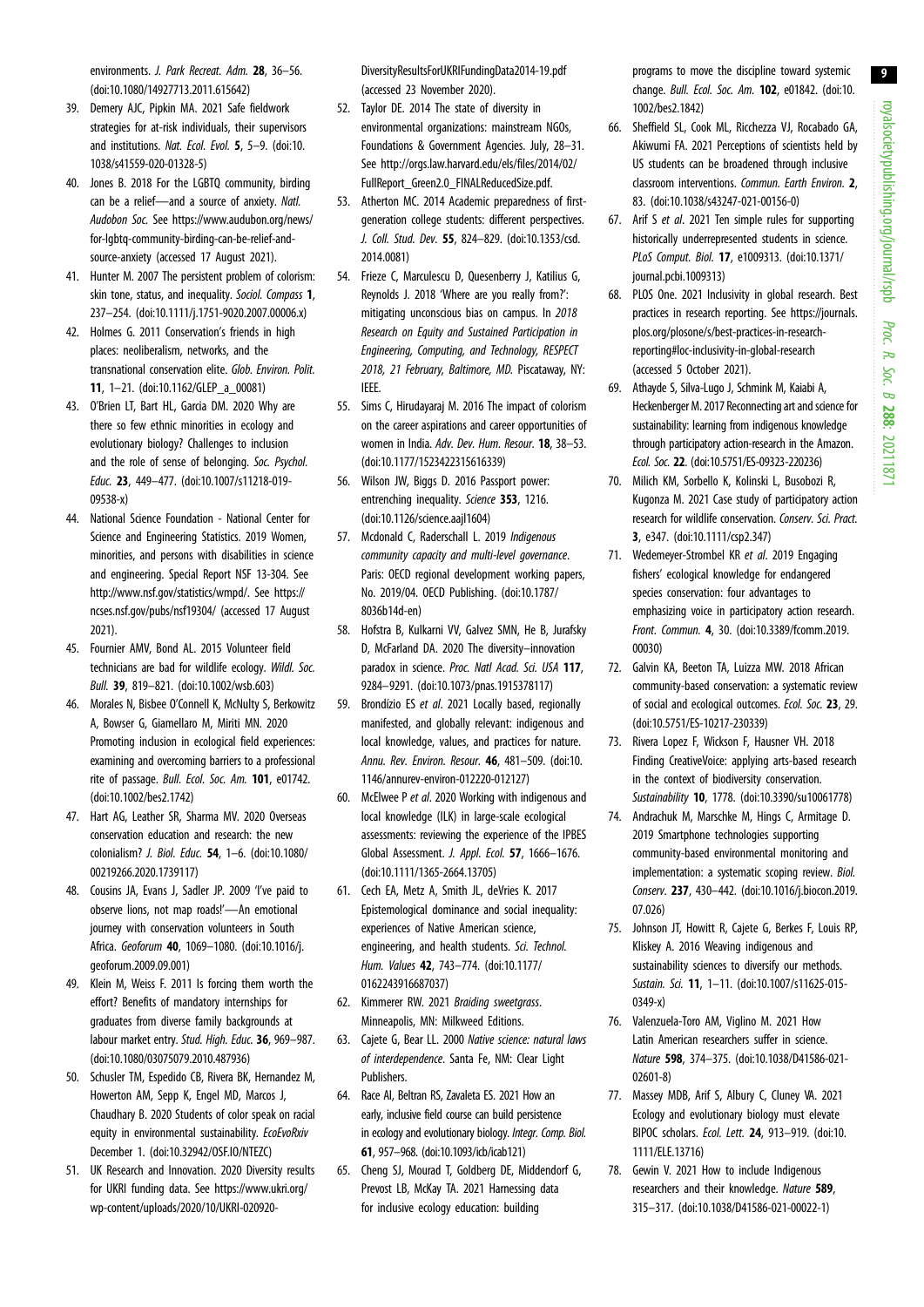environments. *J. Park Recreat. Adm.* **28**, 36–56. (doi:10.1080/14927713.2011.615642)

39. Demery AJC, Pipkin MA. 2021 Safe fieldwork strategies for at-risk individuals, their supervisors and institutions. *Nat. Ecol. Evol.* **5**, 5–9. (doi:10.1038/s41559-020-01328-5)
40. Jones B. 2018 For the LGBTQ community, birding can be a relief—and a source of anxiety. *Natl. Audobon Soc.* See https://www.audubon.org/news/for-lgbtq-community-birding-can-be-relief-and-source-anxiety (accessed 17 August 2021).
41. Hunter M. 2007 The persistent problem of colorism: skin tone, status, and inequality. *Sociol. Compass* **1**, 237–254. (doi:10.1111/j.1751-9020.2007.00006.x)
42. Holmes G. 2011 Conservation's friends in high places: neoliberalism, networks, and the transnational conservation elite. *Glob. Environ. Polit.* **11**, 1–21. (doi:10.1162/GLEP_a_00081)
43. O'Brien LT, Bart HL, Garcia DM. 2020 Why are there so few ethnic minorities in ecology and evolutionary biology? Challenges to inclusion and the role of sense of belonging. *Soc. Psychol. Educ.* **23**, 449–477. (doi:10.1007/s11218-019-09538-x)
44. National Science Foundation - National Center for Science and Engineering Statistics. 2019 Women, minorities, and persons with disabilities in science and engineering. Special Report NSF 13-304. See http://www.nsf.gov/statistics/wmpd/. See https://ncses.nsf.gov/pubs/nsf19304/ (accessed 17 August 2021).
45. Fournier AMV, Bond AL. 2015 Volunteer field technicians are bad for wildlife ecology. *Wildl. Soc. Bull.* **39**, 819–821. (doi:10.1002/wsb.603)
46. Morales N, Bisbee O'Connell K, McNulty S, Berkowitz A, Bowser G, Giamellaro M, Miriti MN. 2020 Promoting inclusion in ecological field experiences: examining and overcoming barriers to a professional rite of passage. *Bull. Ecol. Soc. Am.* **101**, e01742. (doi:10.1002/bes2.1742)
47. Hart AG, Leather SR, Sharma MV. 2020 Overseas conservation education and research: the new colonialism? *J. Biol. Educ.* **54**, 1–6. (doi:10.1080/00219266.2020.1739117)
48. Cousins JA, Evans J, Sadler JP. 2009 'I've paid to observe lions, not map roads!'—An emotional journey with conservation volunteers in South Africa. *Geoforum* **40**, 1069–1080. (doi:10.1016/j.geoforum.2009.09.001)
49. Klein M, Weiss F. 2011 Is forcing them worth the effort? Benefits of mandatory internships for graduates from diverse family backgrounds at labour market entry. *Stud. High. Educ.* **36**, 969–987. (doi:10.1080/03075079.2010.487936)
50. Schusler TM, Espedido CB, Rivera BK, Hernandez M, Howerton AM, Sepp K, Engel MD, Marcos J, Chaudhary B. 2020 Students of color speak on racial equity in environmental sustainability. *EcoEvoRxiv* December 1. (doi:10.32942/OSF.IO/NTEZC)
51. UK Research and Innovation. 2020 Diversity results for UKRI funding data. See https://www.ukri.org/wp-content/uploads/2020/10/UKRI-020920-DiversityResultsForUKRIFundingData2014-19.pdf (accessed 23 November 2020).
52. Taylor DE. 2014 The state of diversity in environmental organizations: mainstream NGOs, Foundations & Government Agencies. July, 28–31. See http://orgs.law.harvard.edu/els/files/2014/02/FullReport_Green2.0_FINALReducedSize.pdf.
53. Atherton MC. 2014 Academic preparedness of first-generation college students: different perspectives. *J. Coll. Stud. Dev.* **55**, 824–829. (doi:10.1353/csd.2014.0081)
54. Frieze C, Marculescu D, Quesenberry J, Katilius G, Reynolds J. 2018 'Where are you really from?': mitigating unconscious bias on campus. In *2018 Research on Equity and Sustained Participation in Engineering, Computing, and Technology, RESPECT 2018, 21 February, Baltimore, MD.* Piscataway, NY: IEEE.
55. Sims C, Hirudayaraj M. 2016 The impact of colorism on the career aspirations and career opportunities of women in India. *Adv. Dev. Hum. Resour.* **18**, 38–53. (doi:10.1177/1523422315616339)
56. Wilson JW, Biggs D. 2016 Passport power: entrenching inequality. *Science* **353**, 1216. (doi:10.1126/science.aajl1604)
57. Mcdonald C, Raderschall L. 2019 *Indigenous community capacity and multi-level governance*. Paris: OECD regional development working papers, No. 2019/04. OECD Publishing. (doi:10.1787/8036b14d-en)
58. Hofstra B, Kulkarni VV, Galvez SMN, He B, Jurafsky D, McFarland DA. 2020 The diversity–innovation paradox in science. *Proc. Natl Acad. Sci. USA* **117**, 9284–9291. (doi:10.1073/pnas.1915378117)
59. Brondízio ES *et al.* 2021 Locally based, regionally manifested, and globally relevant: indigenous and local knowledge, values, and practices for nature. *Annu. Rev. Environ. Resour.* **46**, 481–509. (doi:10.1146/annurev-environ-012220-012127)
60. McElwee P *et al.* 2020 Working with indigenous and local knowledge (ILK) in large-scale ecological assessments: reviewing the experience of the IPBES Global Assessment. *J. Appl. Ecol.* **57**, 1666–1676. (doi:10.1111/1365-2664.13705)
61. Cech EA, Metz A, Smith JL, deVries K. 2017 Epistemological dominance and social inequality: experiences of Native American science, engineering, and health students. *Sci. Technol. Hum. Values* **42**, 743–774. (doi:10.1177/0162243916687037)
62. Kimmerer RW. 2021 *Braiding sweetgrass*. Minneapolis, MN: Milkweed Editions.
63. Cajete G, Bear LL. 2000 *Native science: natural laws of interdependence*. Santa Fe, NM: Clear Light Publishers.
64. Race AI, Beltran RS, Zavaleta ES. 2021 How an early, inclusive field course can build persistence in ecology and evolutionary biology. *Integr. Comp. Biol.* **61**, 957–968. (doi:10.1093/icb/icab121)
65. Cheng SJ, Mourad T, Goldberg DE, Middendorf G, Prevost LB, McKay TA. 2021 Harnessing data for inclusive ecology education: building programs to move the discipline toward systemic change. *Bull. Ecol. Soc. Am.* **102**, e01842. (doi:10.1002/bes2.1842)
66. Sheffield SL, Cook ML, Ricchezza VJ, Rocabado GA, Akiwumi FA. 2021 Perceptions of scientists held by US students can be broadened through inclusive classroom interventions. *Commun. Earth Environ.* **2**, 83. (doi:10.1038/s43247-021-00156-0)
67. Arif S *et al.* 2021 Ten simple rules for supporting historically underrepresented students in science. *PLoS Comput. Biol.* **17**, e1009313. (doi:10.1371/journal.pcbi.1009313)
68. PLOS One. 2021 Inclusivity in global research. Best practices in research reporting. See https://journals.plos.org/plosone/s/best-practices-in-research-reporting#loc-inclusivity-in-global-research (accessed 5 October 2021).
69. Athayde S, Silva-Lugo J, Schmink M, Kaiabi A, Heckenberger M. 2017 Reconnecting art and science for sustainability: learning from indigenous knowledge through participatory action-research in the Amazon. *Ecol. Soc.* **22**. (doi:10.5751/ES-09323-220236)
70. Milich KM, Sorbello K, Kolinski L, Busobozi R, Kugonza M. 2021 Case study of participatory action research for wildlife conservation. *Conserv. Sci. Pract.* **3**, e347. (doi:10.1111/csp2.347)
71. Wedemeyer-Strombel KR *et al.* 2019 Engaging fishers' ecological knowledge for endangered species conservation: four advantages to emphasizing voice in participatory action research. *Front. Commun.* **4**, 30. (doi:10.3389/fcomm.2019.00030)
72. Galvin KA, Beeton TA, Luizza MW. 2018 African community-based conservation: a systematic review of social and ecological outcomes. *Ecol. Soc.* **23**, 29. (doi:10.5751/ES-10217-230339)
73. Rivera Lopez F, Wickson F, Hausner VH. 2018 Finding CreativeVoice: applying arts-based research in the context of biodiversity conservation. *Sustainability* **10**, 1778. (doi:10.3390/su10061778)
74. Andrachuk M, Marschke M, Hings C, Armitage D. 2019 Smartphone technologies supporting community-based environmental monitoring and implementation: a systematic scoping review. *Biol. Conserv.* **237**, 430–442. (doi:10.1016/j.biocon.2019.07.026)
75. Johnson JT, Howitt R, Cajete G, Berkes F, Louis RP, Kliskey A. 2016 Weaving indigenous and sustainability sciences to diversify our methods. *Sustain. Sci.* **11**, 1–11. (doi:10.1007/s11625-015-0349-x)
76. Valenzuela-Toro AM, Viglino M. 2021 How Latin American researchers suffer in science. *Nature* **598**, 374–375. (doi:10.1038/D41586-021-02601-8)
77. Massey MDB, Arif S, Albury C, Cluney VA. 2021 Ecology and evolutionary biology must elevate BIPOC scholars. *Ecol. Lett.* **24**, 913–919. (doi:10.1111/ELE.13716)
78. Gewin V. 2021 How to include Indigenous researchers and their knowledge. *Nature* **589**, 315–317. (doi:10.1038/D41586-021-00022-1)